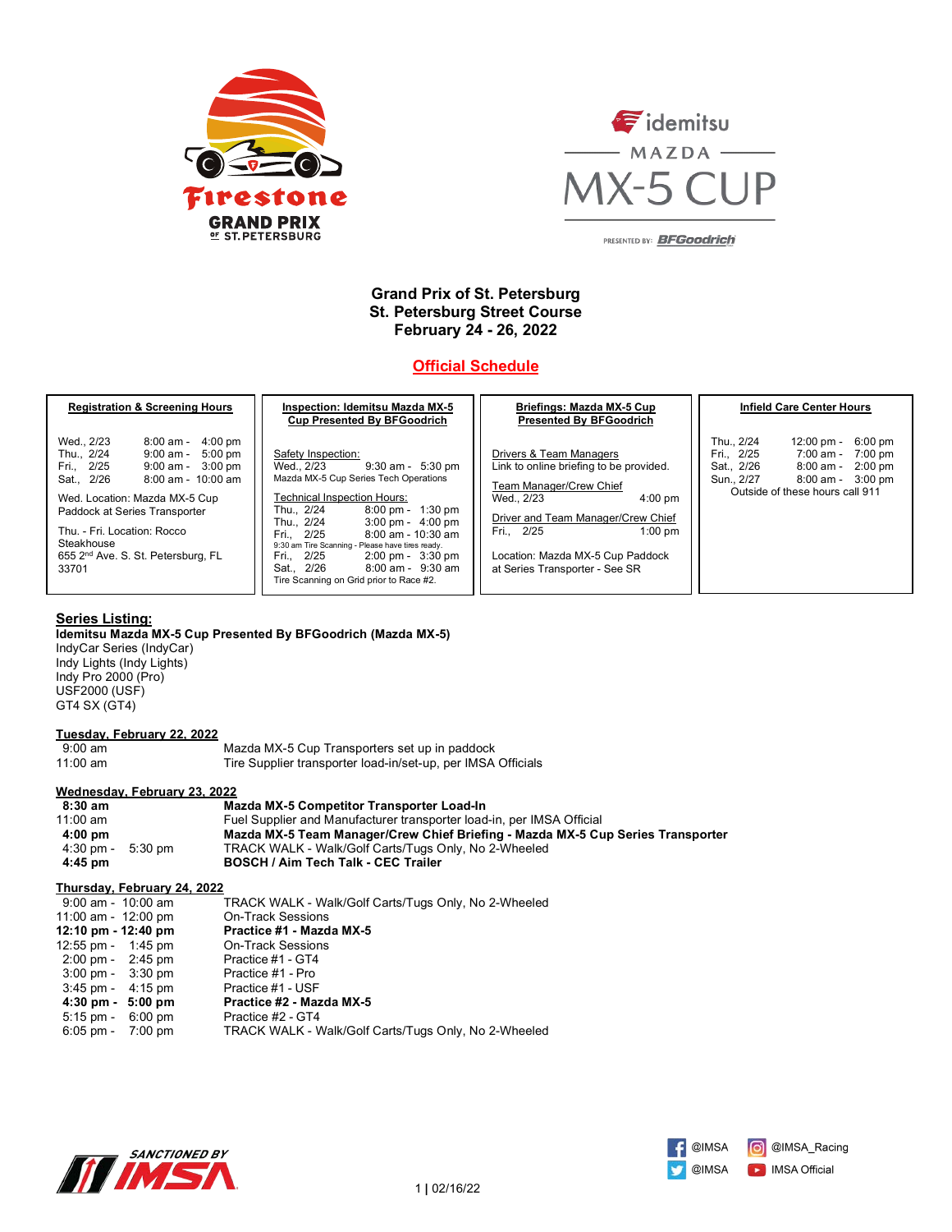# Grand Prix of St. Petersburg
## St. Petersburg Street Course
## February 24 - 26, 2022

## Official Schedule

**Registration & Screening Hours**

| | |
|---|---|
| Wed., 2/23 | 8:00 am - 4:00 pm |
| Thu., 2/24 | 9:00 am - 5:00 pm |
| Fri., 2/25 | 9:00 am - 3:00 pm |
| Sat., 2/26 | 8:00 am - 10:00 am |

Wed. Location: Mazda MX-5 Cup Paddock at Series Transporter

Thu. - Fri. Location: Rocco Steakhouse
655 2nd Ave. S. St. Petersburg, FL 33701

**Inspection: Idemitsu Mazda MX-5 Cup Presented By BFGoodrich**

Safety Inspection:
Wed., 2/23 9:30 am - 5:30 pm
Mazda MX-5 Cup Series Tech Operations

Technical Inspection Hours:

| | |
|---|---|
| Thu., 2/24 | 8:00 pm - 1:30 pm |
| Thu., 2/24 | 3:00 pm - 4:00 pm |
| Fri., 2/25 | 8:00 am - 10:30 am |

9:30 am Tire Scanning - Please have tires ready.

| | |
|---|---|
| Fri., 2/25 | 2:00 pm - 3:30 pm |
| Sat., 2/26 | 8:00 am - 9:30 am |

Tire Scanning on Grid prior to Race #2.

**Briefings: Mazda MX-5 Cup Presented By BFGoodrich**

Drivers & Team Managers
Link to online briefing to be provided.

Team Manager/Crew Chief
Wed., 2/23 4:00 pm

Driver and Team Manager/Crew Chief
Fri., 2/25 1:00 pm

Location: Mazda MX-5 Cup Paddock at Series Transporter - See SR

**Infield Care Center Hours**

| | |
|---|---|
| Thu., 2/24 | 12:00 pm - 6:00 pm |
| Fri., 2/25 | 7:00 am - 7:00 pm |
| Sat., 2/26 | 8:00 am - 2:00 pm |
| Sun., 2/27 | 8:00 am - 3:00 pm |

Outside of these hours call 911

## Series Listing:

**Idemitsu Mazda MX-5 Cup Presented By BFGoodrich (Mazda MX-5)**
IndyCar Series (IndyCar)
Indy Lights (Indy Lights)
Indy Pro 2000 (Pro)
USF2000 (USF)
GT4 SX (GT4)

### Tuesday, February 22, 2022

| | |
|---|---|
| 9:00 am | Mazda MX-5 Cup Transporters set up in paddock |
| 11:00 am | Tire Supplier transporter load-in/set-up, per IMSA Officials |

### Wednesday, February 23, 2022

| | |
|---|---|
| **8:30 am** | **Mazda MX-5 Competitor Transporter Load-In** |
| 11:00 am | Fuel Supplier and Manufacturer transporter load-in, per IMSA Official |
| **4:00 pm** | **Mazda MX-5 Team Manager/Crew Chief Briefing - Mazda MX-5 Cup Series Transporter** |
| 4:30 pm - 5:30 pm | TRACK WALK - Walk/Golf Carts/Tugs Only, No 2-Wheeled |
| **4:45 pm** | **BOSCH / Aim Tech Talk - CEC Trailer** |

### Thursday, February 24, 2022

| | |
|---|---|
| 9:00 am - 10:00 am | TRACK WALK - Walk/Golf Carts/Tugs Only, No 2-Wheeled |
| 11:00 am - 12:00 pm | On-Track Sessions |
| **12:10 pm - 12:40 pm** | **Practice #1 - Mazda MX-5** |
| 12:55 pm - 1:45 pm | On-Track Sessions |
| 2:00 pm - 2:45 pm | Practice #1 - GT4 |
| 3:00 pm - 3:30 pm | Practice #1 - Pro |
| 3:45 pm - 4:15 pm | Practice #1 - USF |
| **4:30 pm - 5:00 pm** | **Practice #2 - Mazda MX-5** |
| 5:15 pm - 6:00 pm | Practice #2 - GT4 |
| 6:05 pm - 7:00 pm | TRACK WALK - Walk/Golf Carts/Tugs Only, No 2-Wheeled |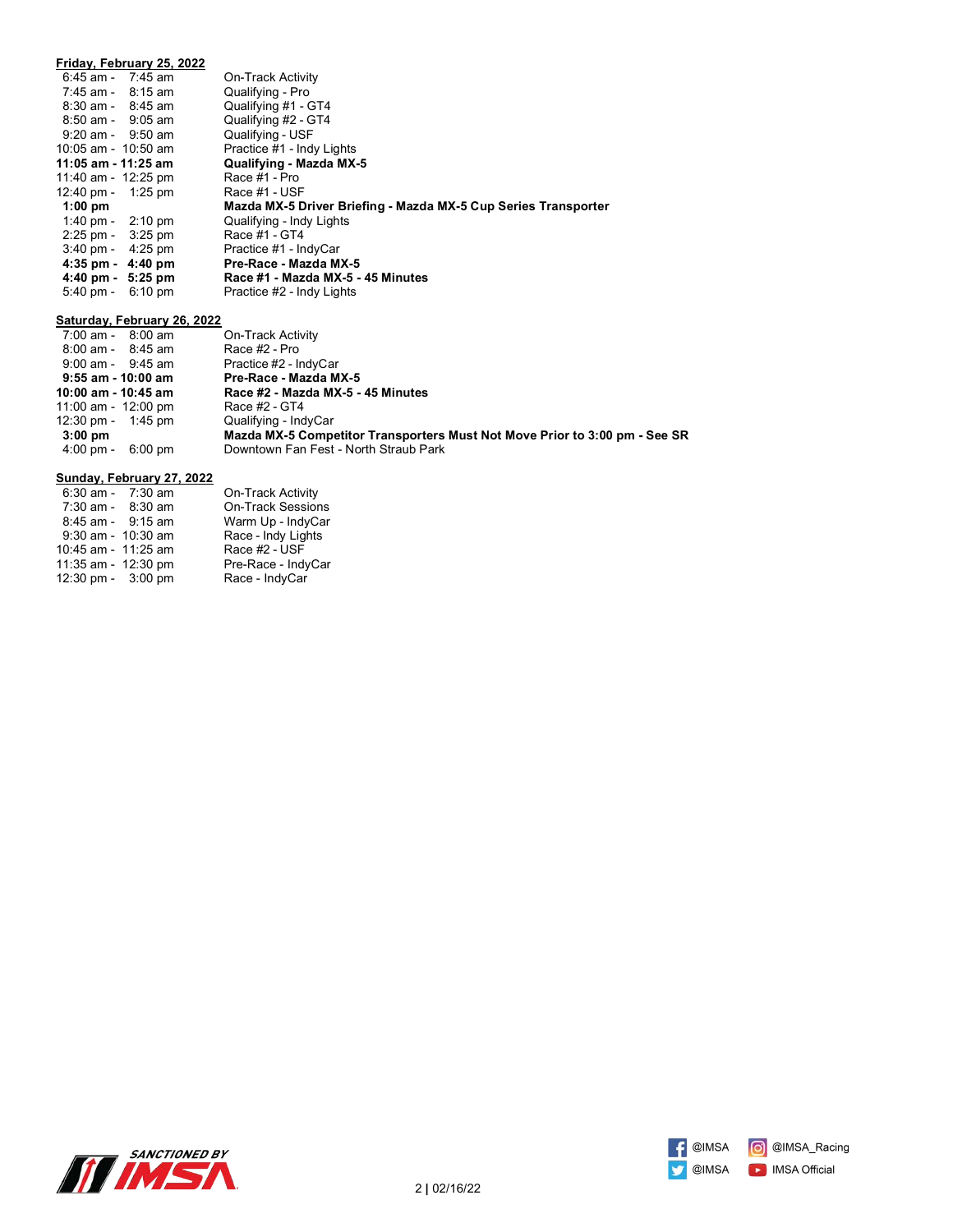**Friday, February 25, 2022**

| Time | Activity |
|---|---|
| 6:45 am - 7:45 am | On-Track Activity |
| 7:45 am - 8:15 am | Qualifying - Pro |
| 8:30 am - 8:45 am | Qualifying #1 - GT4 |
| 8:50 am - 9:05 am | Qualifying #2 - GT4 |
| 9:20 am - 9:50 am | Qualifying - USF |
| 10:05 am - 10:50 am | Practice #1 - Indy Lights |
| **11:05 am - 11:25 am** | **Qualifying - Mazda MX-5** |
| 11:40 am - 12:25 pm | Race #1 - Pro |
| 12:40 pm - 1:25 pm | Race #1 - USF |
| **1:00 pm** | **Mazda MX-5 Driver Briefing - Mazda MX-5 Cup Series Transporter** |
| 1:40 pm - 2:10 pm | Qualifying - Indy Lights |
| 2:25 pm - 3:25 pm | Race #1 - GT4 |
| 3:40 pm - 4:25 pm | Practice #1 - IndyCar |
| **4:35 pm - 4:40 pm** | **Pre-Race - Mazda MX-5** |
| **4:40 pm - 5:25 pm** | **Race #1 - Mazda MX-5 - 45 Minutes** |
| 5:40 pm - 6:10 pm | Practice #2 - Indy Lights |

**Saturday, February 26, 2022**

| Time | Activity |
|---|---|
| 7:00 am - 8:00 am | On-Track Activity |
| 8:00 am - 8:45 am | Race #2 - Pro |
| 9:00 am - 9:45 am | Practice #2 - IndyCar |
| **9:55 am - 10:00 am** | **Pre-Race - Mazda MX-5** |
| **10:00 am - 10:45 am** | **Race #2 - Mazda MX-5 - 45 Minutes** |
| 11:00 am - 12:00 pm | Race #2 - GT4 |
| 12:30 pm - 1:45 pm | Qualifying - IndyCar |
| **3:00 pm** | **Mazda MX-5 Competitor Transporters Must Not Move Prior to 3:00 pm - See SR** |
| 4:00 pm - 6:00 pm | Downtown Fan Fest - North Straub Park |

**Sunday, February 27, 2022**

| Time | Activity |
|---|---|
| 6:30 am - 7:30 am | On-Track Activity |
| 7:30 am - 8:30 am | On-Track Sessions |
| 8:45 am - 9:15 am | Warm Up - IndyCar |
| 9:30 am - 10:30 am | Race - Indy Lights |
| 10:45 am - 11:25 am | Race #2 - USF |
| 11:35 am - 12:30 pm | Pre-Race - IndyCar |
| 12:30 pm - 3:00 pm | Race - IndyCar |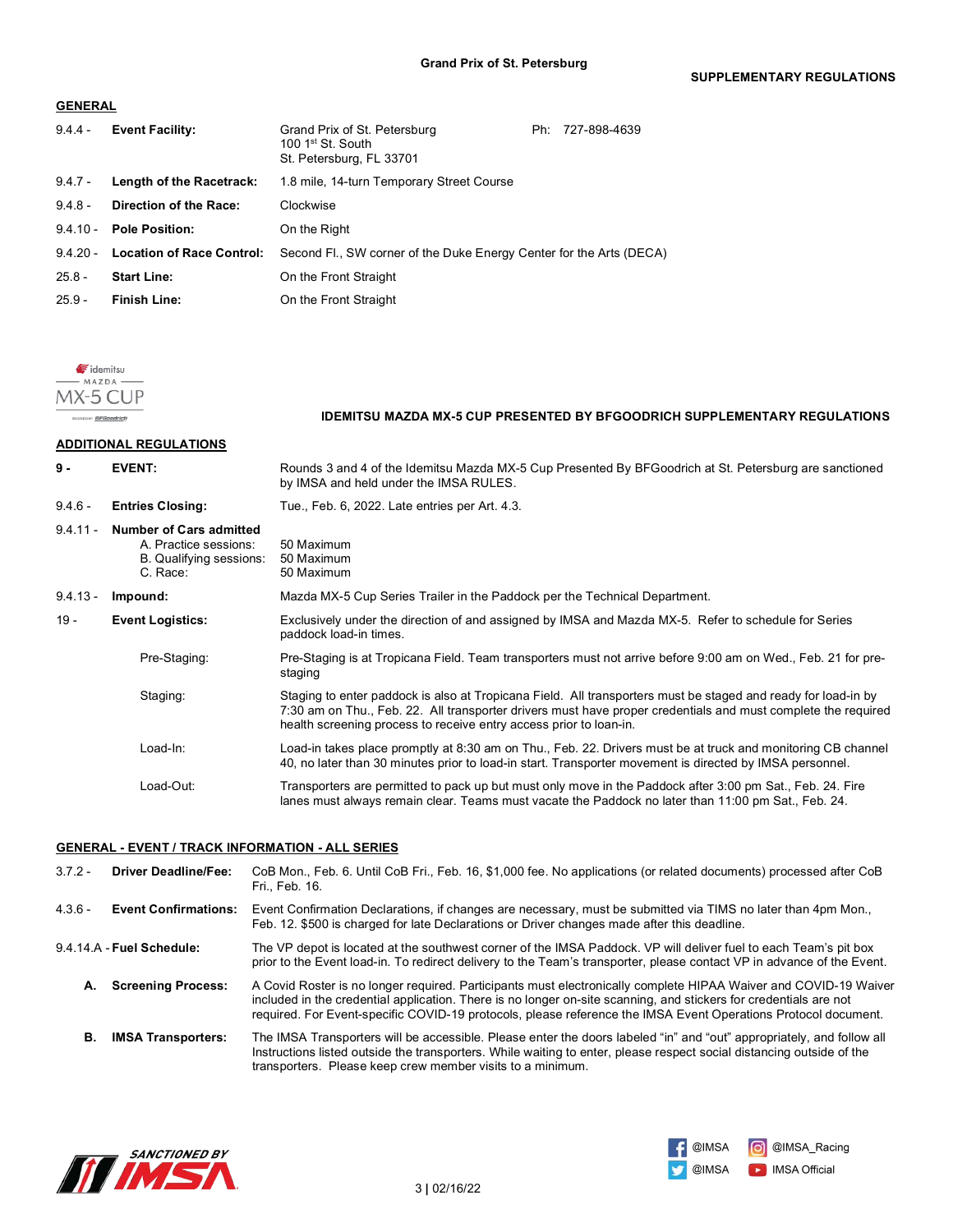**Grand Prix of St. Petersburg**

**SUPPLEMENTARY REGULATIONS**

## GENERAL

| | | | |
|---|---|---|---|
| 9.4.4 - | **Event Facility:** | Grand Prix of St. Petersburg<br>100 1st St. South<br>St. Petersburg, FL 33701 | Ph: 727-898-4639 |
| 9.4.7 - | **Length of the Racetrack:** | 1.8 mile, 14-turn Temporary Street Course | |
| 9.4.8 - | **Direction of the Race:** | Clockwise | |
| 9.4.10 - | **Pole Position:** | On the Right | |
| 9.4.20 - | **Location of Race Control:** | Second Fl., SW corner of the Duke Energy Center for the Arts (DECA) | |
| 25.8 - | **Start Line:** | On the Front Straight | |
| 25.9 - | **Finish Line:** | On the Front Straight | |

## IDEMITSU MAZDA MX-5 CUP PRESENTED BY BFGOODRICH SUPPLEMENTARY REGULATIONS

### ADDITIONAL REGULATIONS

| | | |
|---|---|---|
| **9 -** | **EVENT:** | Rounds 3 and 4 of the Idemitsu Mazda MX-5 Cup Presented By BFGoodrich at St. Petersburg are sanctioned by IMSA and held under the IMSA RULES. |
| 9.4.6 - | **Entries Closing:** | Tue., Feb. 6, 2022. Late entries per Art. 4.3. |
| 9.4.11 - | **Number of Cars admitted**<br>A. Practice sessions:<br>B. Qualifying sessions:<br>C. Race: | <br>50 Maximum<br>50 Maximum<br>50 Maximum |
| 9.4.13 - | **Impound:** | Mazda MX-5 Cup Series Trailer in the Paddock per the Technical Department. |
| 19 - | **Event Logistics:** | Exclusively under the direction of and assigned by IMSA and Mazda MX-5. Refer to schedule for Series paddock load-in times. |
| | Pre-Staging: | Pre-Staging is at Tropicana Field. Team transporters must not arrive before 9:00 am on Wed., Feb. 21 for pre-staging |
| | Staging: | Staging to enter paddock is also at Tropicana Field. All transporters must be staged and ready for load-in by 7:30 am on Thu., Feb. 22. All transporter drivers must have proper credentials and must complete the required health screening process to receive entry access prior to loan-in. |
| | Load-In: | Load-in takes place promptly at 8:30 am on Thu., Feb. 22. Drivers must be at truck and monitoring CB channel 40, no later than 30 minutes prior to load-in start. Transporter movement is directed by IMSA personnel. |
| | Load-Out: | Transporters are permitted to pack up but must only move in the Paddock after 3:00 pm Sat., Feb. 24. Fire lanes must always remain clear. Teams must vacate the Paddock no later than 11:00 pm Sat., Feb. 24. |

### GENERAL - EVENT / TRACK INFORMATION - ALL SERIES

| | | |
|---|---|---|
| 3.7.2 - | **Driver Deadline/Fee:** | CoB Mon., Feb. 6. Until CoB Fri., Feb. 16, $1,000 fee. No applications (or related documents) processed after CoB Fri., Feb. 16. |
| 4.3.6 - | **Event Confirmations:** | Event Confirmation Declarations, if changes are necessary, must be submitted via TIMS no later than 4pm Mon., Feb. 12. $500 is charged for late Declarations or Driver changes made after this deadline. |
| 9.4.14.A - | **Fuel Schedule:** | The VP depot is located at the southwest corner of the IMSA Paddock. VP will deliver fuel to each Team's pit box prior to the Event load-in. To redirect delivery to the Team's transporter, please contact VP in advance of the Event. |
| **A.** | **Screening Process:** | A Covid Roster is no longer required. Participants must electronically complete HIPAA Waiver and COVID-19 Waiver included in the credential application. There is no longer on-site scanning, and stickers for credentials are not required. For Event-specific COVID-19 protocols, please reference the IMSA Event Operations Protocol document. |
| **B.** | **IMSA Transporters:** | The IMSA Transporters will be accessible. Please enter the doors labeled "in" and "out" appropriately, and follow all Instructions listed outside the transporters. While waiting to enter, please respect social distancing outside of the transporters. Please keep crew member visits to a minimum. |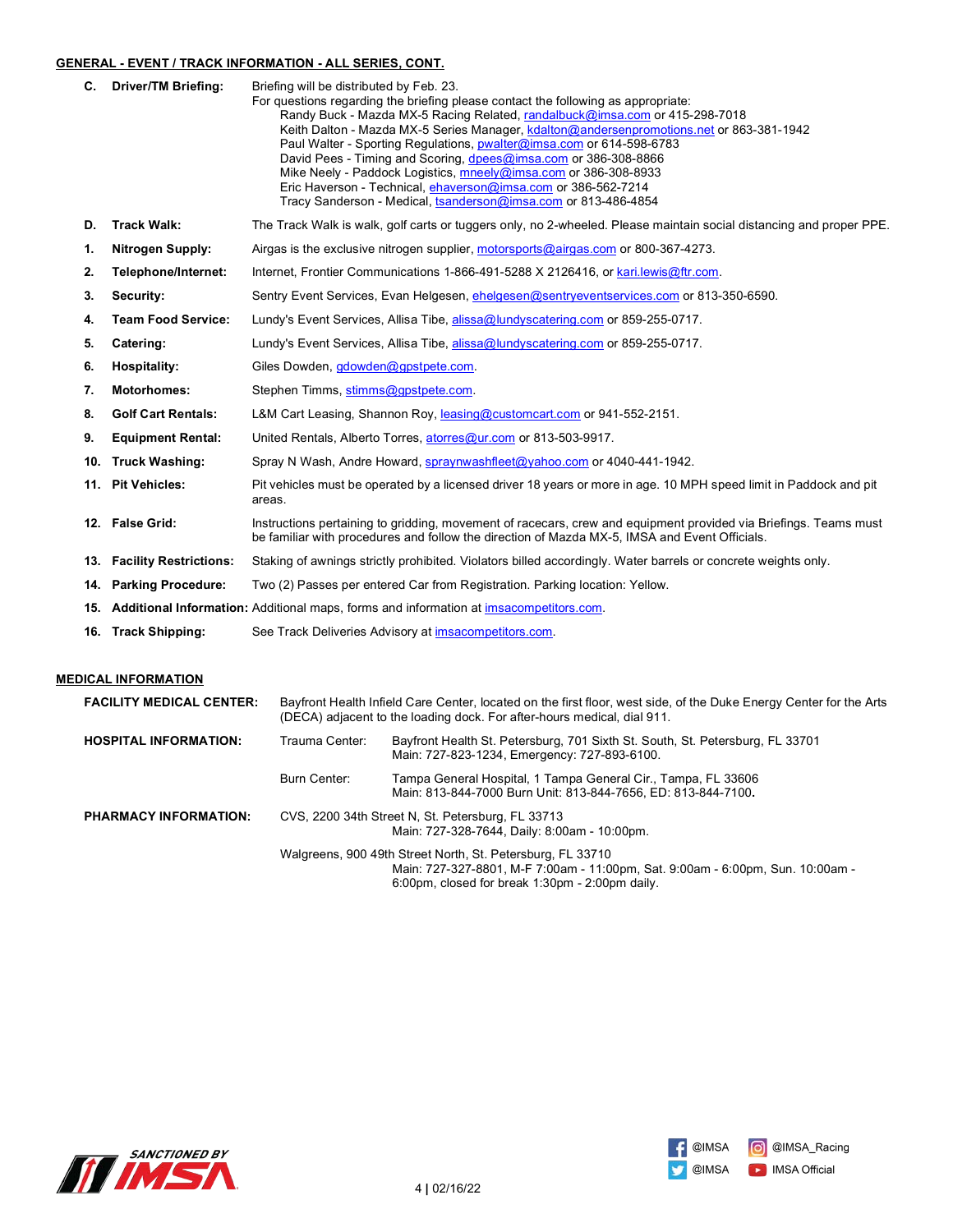## GENERAL - EVENT / TRACK INFORMATION - ALL SERIES, CONT.

**C. Driver/TM Briefing:** Briefing will be distributed by Feb. 23.
For questions regarding the briefing please contact the following as appropriate:

- Randy Buck - Mazda MX-5 Racing Related, randalbuck@imsa.com or 415-298-7018
- Keith Dalton - Mazda MX-5 Series Manager, kdalton@andersenpromotions.net or 863-381-1942
- Paul Walter - Sporting Regulations, pwalter@imsa.com or 614-598-6783
- David Pees - Timing and Scoring, dpees@imsa.com or 386-308-8866
- Mike Neely - Paddock Logistics, mneely@imsa.com or 386-308-8933
- Eric Haverson - Technical, ehaverson@imsa.com or 386-562-7214
- Tracy Sanderson - Medical, tsanderson@imsa.com or 813-486-4854

**D. Track Walk:** The Track Walk is walk, golf carts or tuggers only, no 2-wheeled. Please maintain social distancing and proper PPE.

1. **Nitrogen Supply:** Airgas is the exclusive nitrogen supplier, motorsports@airgas.com or 800-367-4273.
2. **Telephone/Internet:** Internet, Frontier Communications 1-866-491-5288 X 2126416, or kari.lewis@ftr.com.
3. **Security:** Sentry Event Services, Evan Helgesen, ehelgesen@sentryeventservices.com or 813-350-6590.
4. **Team Food Service:** Lundy's Event Services, Allisa Tibe, alissa@lundyscatering.com or 859-255-0717.
5. **Catering:** Lundy's Event Services, Allisa Tibe, alissa@lundyscatering.com or 859-255-0717.
6. **Hospitality:** Giles Dowden, gdowden@gpstpete.com.
7. **Motorhomes:** Stephen Timms, stimms@gpstpete.com.
8. **Golf Cart Rentals:** L&M Cart Leasing, Shannon Roy, leasing@customcart.com or 941-552-2151.
9. **Equipment Rental:** United Rentals, Alberto Torres, atorres@ur.com or 813-503-9917.
10. **Truck Washing:** Spray N Wash, Andre Howard, spraynwashfleet@yahoo.com or 4040-441-1942.
11. **Pit Vehicles:** Pit vehicles must be operated by a licensed driver 18 years or more in age. 10 MPH speed limit in Paddock and pit areas.
12. **False Grid:** Instructions pertaining to gridding, movement of racecars, crew and equipment provided via Briefings. Teams must be familiar with procedures and follow the direction of Mazda MX-5, IMSA and Event Officials.
13. **Facility Restrictions:** Staking of awnings strictly prohibited. Violators billed accordingly. Water barrels or concrete weights only.
14. **Parking Procedure:** Two (2) Passes per entered Car from Registration. Parking location: Yellow.
15. **Additional Information:** Additional maps, forms and information at imsacompetitors.com.
16. **Track Shipping:** See Track Deliveries Advisory at imsacompetitors.com.

## MEDICAL INFORMATION

**FACILITY MEDICAL CENTER:** Bayfront Health Infield Care Center, located on the first floor, west side, of the Duke Energy Center for the Arts (DECA) adjacent to the loading dock. For after-hours medical, dial 911.

**HOSPITAL INFORMATION:**

Trauma Center: Bayfront Health St. Petersburg, 701 Sixth St. South, St. Petersburg, FL 33701
Main: 727-823-1234, Emergency: 727-893-6100.

Burn Center: Tampa General Hospital, 1 Tampa General Cir., Tampa, FL 33606
Main: 813-844-7000 Burn Unit: 813-844-7656, ED: 813-844-7100.

**PHARMACY INFORMATION:**

CVS, 2200 34th Street N, St. Petersburg, FL 33713
Main: 727-328-7644, Daily: 8:00am - 10:00pm.

Walgreens, 900 49th Street North, St. Petersburg, FL 33710
Main: 727-327-8801, M-F 7:00am - 11:00pm, Sat. 9:00am - 6:00pm, Sun. 10:00am - 6:00pm, closed for break 1:30pm - 2:00pm daily.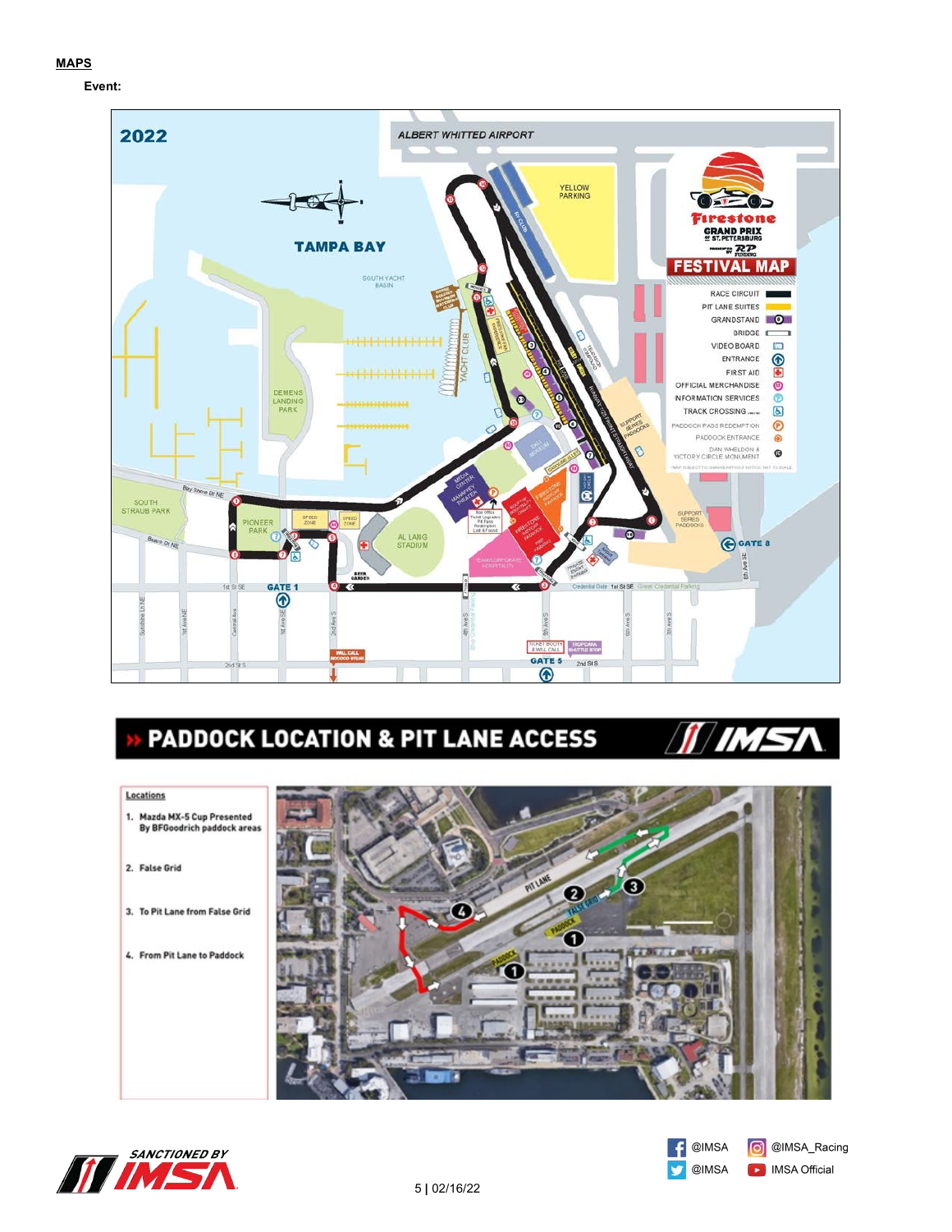**MAPS**

**Event:**

2022

ALBERT WHITTED AIRPORT

TAMPA BAY

Firestone GRAND PRIX OF ST. PETERSBURG PRESENTED BY RP FUNDING

FESTIVAL MAP

RACE CIRCUIT
PIT LANE SUITES
GRANDSTAND
BRIDGE
VIDEO BOARD
ENTRANCE
FIRST AID
OFFICIAL MERCHANDISE
INFORMATION SERVICES
TRACK CROSSING
PADDOCK PASS REDEMPTION
PADDOCK ENTRANCE
DAN WHELDON & VICTORY CIRCLE MONUMENT

GATE 1

GATE 5

GATE 8

## PADDOCK LOCATION & PIT LANE ACCESS

Locations

1. Mazda MX-5 Cup Presented By BFGoodrich paddock areas
2. False Grid
3. To Pit Lane from False Grid
4. From Pit Lane to Paddock

PIT LANE

FALSE GRID

PADDOCK

SANCTIONED BY IMSA

@IMSA @IMSA_Racing
@IMSA IMSA Official

02/16/22